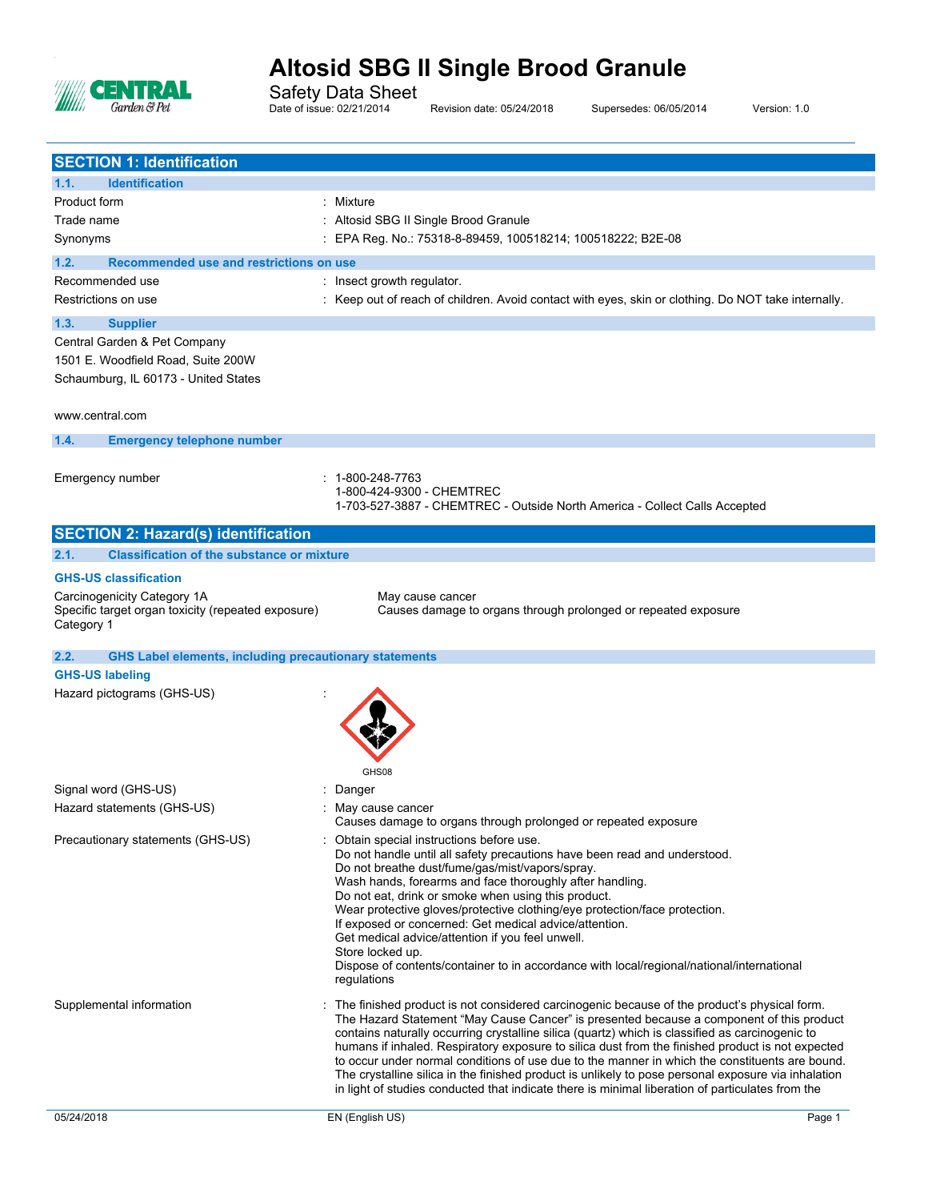# Altosid SBG II Single Brood Granule

Safety Data Sheet

Date of issue: 02/21/2014 Revision date: 05/24/2018 Supersedes: 06/05/2014 Version: 1.0

## SECTION 1: Identification

### 1.1. Identification

| | |
|---|---|
| Product form | : Mixture |
| Trade name | : Altosid SBG II Single Brood Granule |
| Synonyms | : EPA Reg. No.: 75318-8-89459, 100518214; 100518222; B2E-08 |

### 1.2. Recommended use and restrictions on use

| | |
|---|---|
| Recommended use | : Insect growth regulator. |
| Restrictions on use | : Keep out of reach of children. Avoid contact with eyes, skin or clothing. Do NOT take internally. |

### 1.3. Supplier

Central Garden & Pet Company
1501 E. Woodfield Road, Suite 200W
Schaumburg, IL 60173 - United States

www.central.com

### 1.4. Emergency telephone number

Emergency number : 1-800-248-7763
1-800-424-9300 - CHEMTREC
1-703-527-3887 - CHEMTREC - Outside North America - Collect Calls Accepted

## SECTION 2: Hazard(s) identification

### 2.1. Classification of the substance or mixture

**GHS-US classification**

| | |
|---|---|
| Carcinogenicity Category 1A | May cause cancer |
| Specific target organ toxicity (repeated exposure) Category 1 | Causes damage to organs through prolonged or repeated exposure |

### 2.2. GHS Label elements, including precautionary statements

**GHS-US labeling**

Hazard pictograms (GHS-US) :

GHS08

Signal word (GHS-US) : Danger

Hazard statements (GHS-US) : May cause cancer
Causes damage to organs through prolonged or repeated exposure

Precautionary statements (GHS-US) : Obtain special instructions before use.
Do not handle until all safety precautions have been read and understood.
Do not breathe dust/fume/gas/mist/vapors/spray.
Wash hands, forearms and face thoroughly after handling.
Do not eat, drink or smoke when using this product.
Wear protective gloves/protective clothing/eye protection/face protection.
If exposed or concerned: Get medical advice/attention.
Get medical advice/attention if you feel unwell.
Store locked up.
Dispose of contents/container to in accordance with local/regional/national/international regulations

Supplemental information : The finished product is not considered carcinogenic because of the product's physical form. The Hazard Statement "May Cause Cancer" is presented because a component of this product contains naturally occurring crystalline silica (quartz) which is classified as carcinogenic to humans if inhaled. Respiratory exposure to silica dust from the finished product is not expected to occur under normal conditions of use due to the manner in which the constituents are bound. The crystalline silica in the finished product is unlikely to pose personal exposure via inhalation in light of studies conducted that indicate there is minimal liberation of particulates from the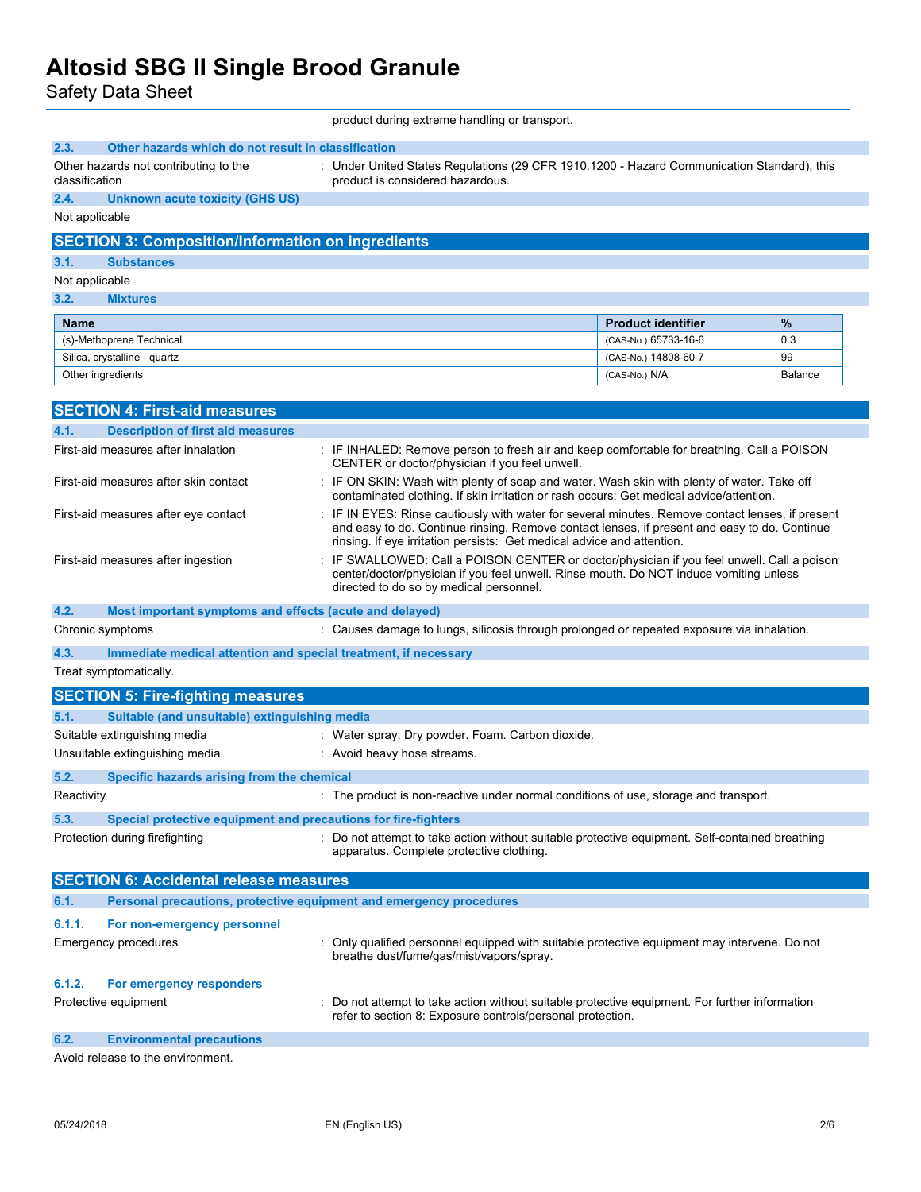product during extreme handling or transport.

### 2.3. Other hazards which do not result in classification

Other hazards not contributing to the classification : Under United States Regulations (29 CFR 1910.1200 - Hazard Communication Standard), this product is considered hazardous.

### 2.4. Unknown acute toxicity (GHS US)

Not applicable

## SECTION 3: Composition/Information on ingredients

### 3.1. Substances

Not applicable

### 3.2. Mixtures

| Name | Product identifier | % |
| --- | --- | --- |
| (s)-Methoprene Technical | (CAS-No.) 65733-16-6 | 0.3 |
| Silica, crystalline - quartz | (CAS-No.) 14808-60-7 | 99 |
| Other ingredients | (CAS-No.) N/A | Balance |

## SECTION 4: First-aid measures

### 4.1. Description of first aid measures

First-aid measures after inhalation : IF INHALED: Remove person to fresh air and keep comfortable for breathing. Call a POISON CENTER or doctor/physician if you feel unwell.

First-aid measures after skin contact : IF ON SKIN: Wash with plenty of soap and water. Wash skin with plenty of water. Take off contaminated clothing. If skin irritation or rash occurs: Get medical advice/attention.

First-aid measures after eye contact : IF IN EYES: Rinse cautiously with water for several minutes. Remove contact lenses, if present and easy to do. Continue rinsing. Remove contact lenses, if present and easy to do. Continue rinsing. If eye irritation persists: Get medical advice and attention.

First-aid measures after ingestion : IF SWALLOWED: Call a POISON CENTER or doctor/physician if you feel unwell. Call a poison center/doctor/physician if you feel unwell. Rinse mouth. Do NOT induce vomiting unless directed to do so by medical personnel.

### 4.2. Most important symptoms and effects (acute and delayed)

Chronic symptoms : Causes damage to lungs, silicosis through prolonged or repeated exposure via inhalation.

### 4.3. Immediate medical attention and special treatment, if necessary

Treat symptomatically.

## SECTION 5: Fire-fighting measures

### 5.1. Suitable (and unsuitable) extinguishing media

Suitable extinguishing media : Water spray. Dry powder. Foam. Carbon dioxide.

Unsuitable extinguishing media : Avoid heavy hose streams.

### 5.2. Specific hazards arising from the chemical

Reactivity : The product is non-reactive under normal conditions of use, storage and transport.

### 5.3. Special protective equipment and precautions for fire-fighters

Protection during firefighting : Do not attempt to take action without suitable protective equipment. Self-contained breathing apparatus. Complete protective clothing.

## SECTION 6: Accidental release measures

### 6.1. Personal precautions, protective equipment and emergency procedures

#### 6.1.1. For non-emergency personnel

Emergency procedures : Only qualified personnel equipped with suitable protective equipment may intervene. Do not breathe dust/fume/gas/mist/vapors/spray.

#### 6.1.2. For emergency responders

Protective equipment : Do not attempt to take action without suitable protective equipment. For further information refer to section 8: Exposure controls/personal protection.

### 6.2. Environmental precautions

Avoid release to the environment.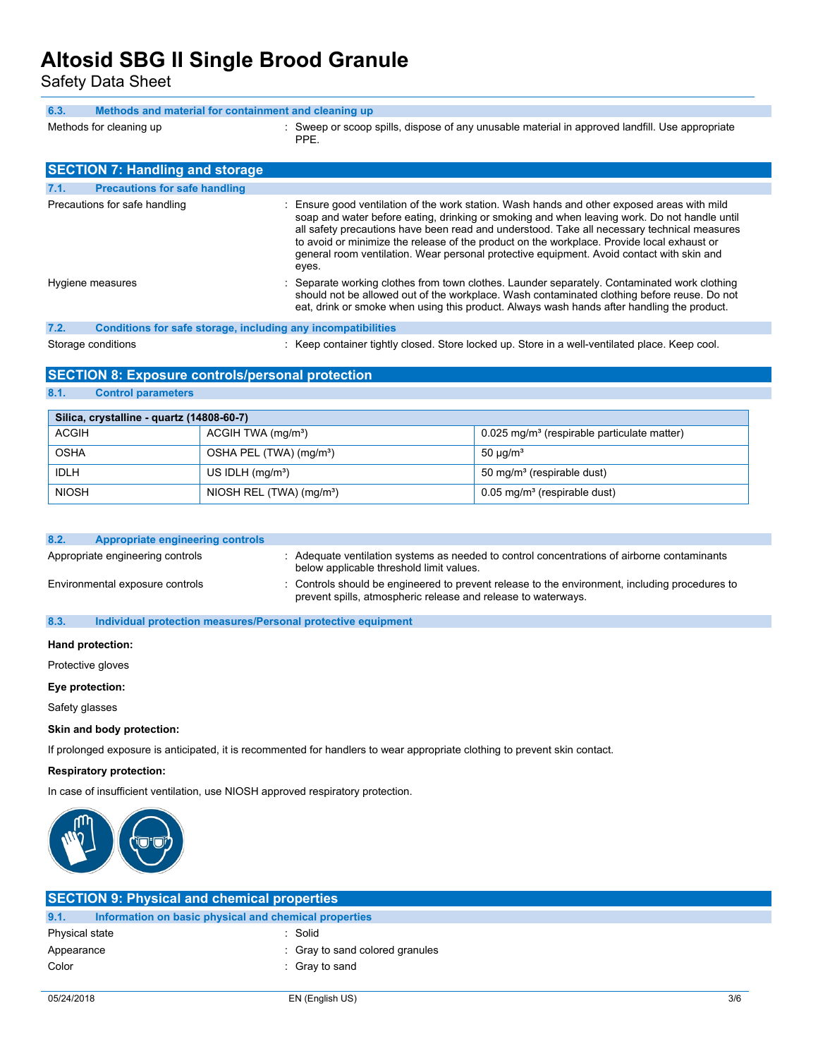### 6.3. Methods and material for containment and cleaning up

Methods for cleaning up : Sweep or scoop spills, dispose of any unusable material in approved landfill. Use appropriate PPE.

## SECTION 7: Handling and storage

### 7.1. Precautions for safe handling

Precautions for safe handling : Ensure good ventilation of the work station. Wash hands and other exposed areas with mild soap and water before eating, drinking or smoking and when leaving work. Do not handle until all safety precautions have been read and understood. Take all necessary technical measures to avoid or minimize the release of the product on the workplace. Provide local exhaust or general room ventilation. Wear personal protective equipment. Avoid contact with skin and eyes.

Hygiene measures : Separate working clothes from town clothes. Launder separately. Contaminated work clothing should not be allowed out of the workplace. Wash contaminated clothing before reuse. Do not eat, drink or smoke when using this product. Always wash hands after handling the product.

### 7.2. Conditions for safe storage, including any incompatibilities

Storage conditions : Keep container tightly closed. Store locked up. Store in a well-ventilated place. Keep cool.

## SECTION 8: Exposure controls/personal protection

### 8.1. Control parameters

| Silica, crystalline - quartz (14808-60-7) | | |
|---|---|---|
| ACGIH | ACGIH TWA (mg/m³) | 0.025 mg/m³ (respirable particulate matter) |
| OSHA | OSHA PEL (TWA) (mg/m³) | 50 µg/m³ |
| IDLH | US IDLH (mg/m³) | 50 mg/m³ (respirable dust) |
| NIOSH | NIOSH REL (TWA) (mg/m³) | 0.05 mg/m³ (respirable dust) |

### 8.2. Appropriate engineering controls

Appropriate engineering controls : Adequate ventilation systems as needed to control concentrations of airborne contaminants below applicable threshold limit values.

Environmental exposure controls : Controls should be engineered to prevent release to the environment, including procedures to prevent spills, atmospheric release and release to waterways.

### 8.3. Individual protection measures/Personal protective equipment

**Hand protection:**

Protective gloves

**Eye protection:**

Safety glasses

**Skin and body protection:**

If prolonged exposure is anticipated, it is recommented for handlers to wear appropriate clothing to prevent skin contact.

**Respiratory protection:**

In case of insufficient ventilation, use NIOSH approved respiratory protection.

## SECTION 9: Physical and chemical properties

### 9.1. Information on basic physical and chemical properties

Physical state : Solid

Appearance : Gray to sand colored granules

Color : Gray to sand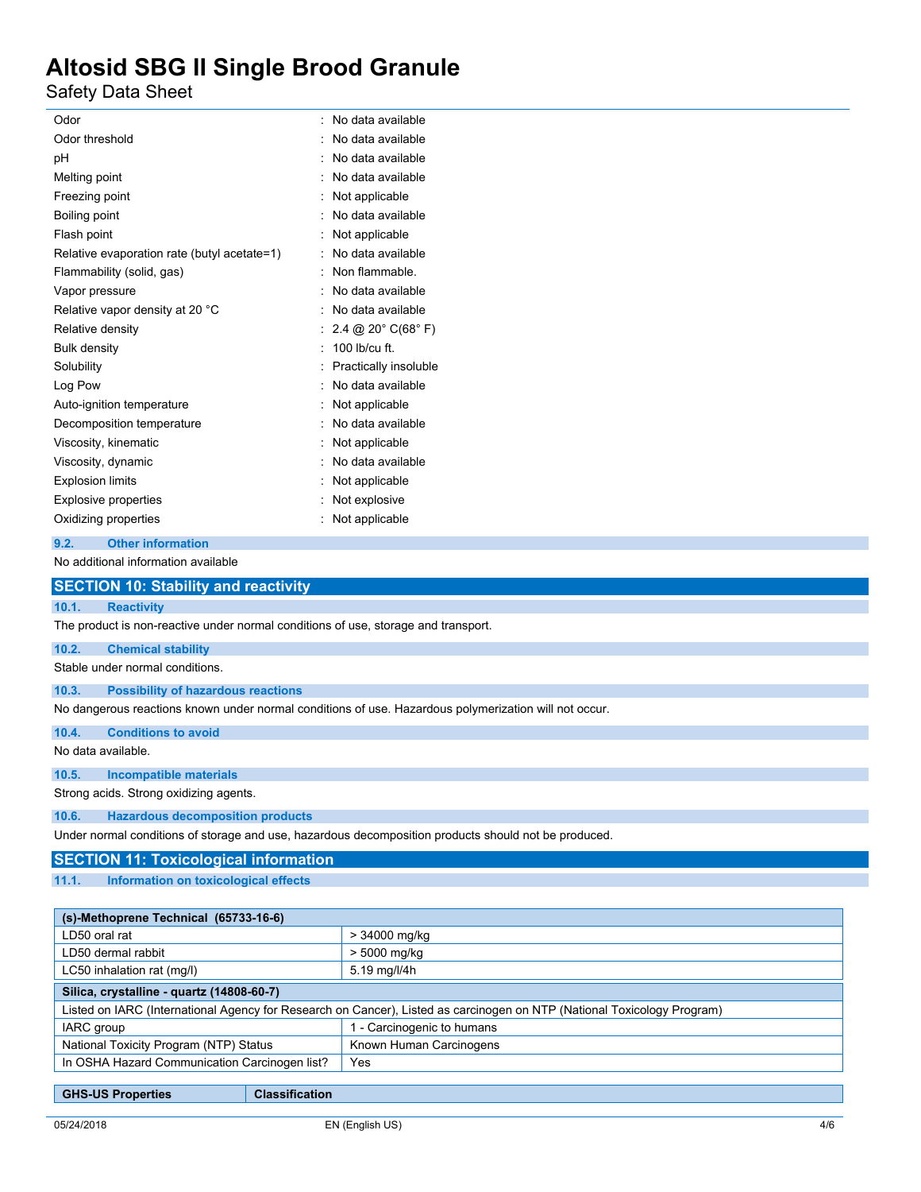| | |
|---|---|
| Odor | : No data available |
| Odor threshold | : No data available |
| pH | : No data available |
| Melting point | : No data available |
| Freezing point | : Not applicable |
| Boiling point | : No data available |
| Flash point | : Not applicable |
| Relative evaporation rate (butyl acetate=1) | : No data available |
| Flammability (solid, gas) | : Non flammable. |
| Vapor pressure | : No data available |
| Relative vapor density at 20 °C | : No data available |
| Relative density | : 2.4 @ 20° C(68° F) |
| Bulk density | : 100 lb/cu ft. |
| Solubility | : Practically insoluble |
| Log Pow | : No data available |
| Auto-ignition temperature | : Not applicable |
| Decomposition temperature | : No data available |
| Viscosity, kinematic | : Not applicable |
| Viscosity, dynamic | : No data available |
| Explosion limits | : Not applicable |
| Explosive properties | : Not explosive |
| Oxidizing properties | : Not applicable |

### 9.2. Other information

No additional information available

## SECTION 10: Stability and reactivity

### 10.1. Reactivity

The product is non-reactive under normal conditions of use, storage and transport.

### 10.2. Chemical stability

Stable under normal conditions.

### 10.3. Possibility of hazardous reactions

No dangerous reactions known under normal conditions of use. Hazardous polymerization will not occur.

### 10.4. Conditions to avoid

No data available.

### 10.5. Incompatible materials

Strong acids. Strong oxidizing agents.

### 10.6. Hazardous decomposition products

Under normal conditions of storage and use, hazardous decomposition products should not be produced.

## SECTION 11: Toxicological information

### 11.1. Information on toxicological effects

| (s)-Methoprene Technical (65733-16-6) | |
|---|---|
| LD50 oral rat | > 34000 mg/kg |
| LD50 dermal rabbit | > 5000 mg/kg |
| LC50 inhalation rat (mg/l) | 5.19 mg/l/4h |
| **Silica, crystalline - quartz (14808-60-7)** | |
| Listed on IARC (International Agency for Research on Cancer), Listed as carcinogen on NTP (National Toxicology Program) | |
| IARC group | 1 - Carcinogenic to humans |
| National Toxicity Program (NTP) Status | Known Human Carcinogens |
| In OSHA Hazard Communication Carcinogen list? | Yes |

| GHS-US Properties | Classification |
|---|---|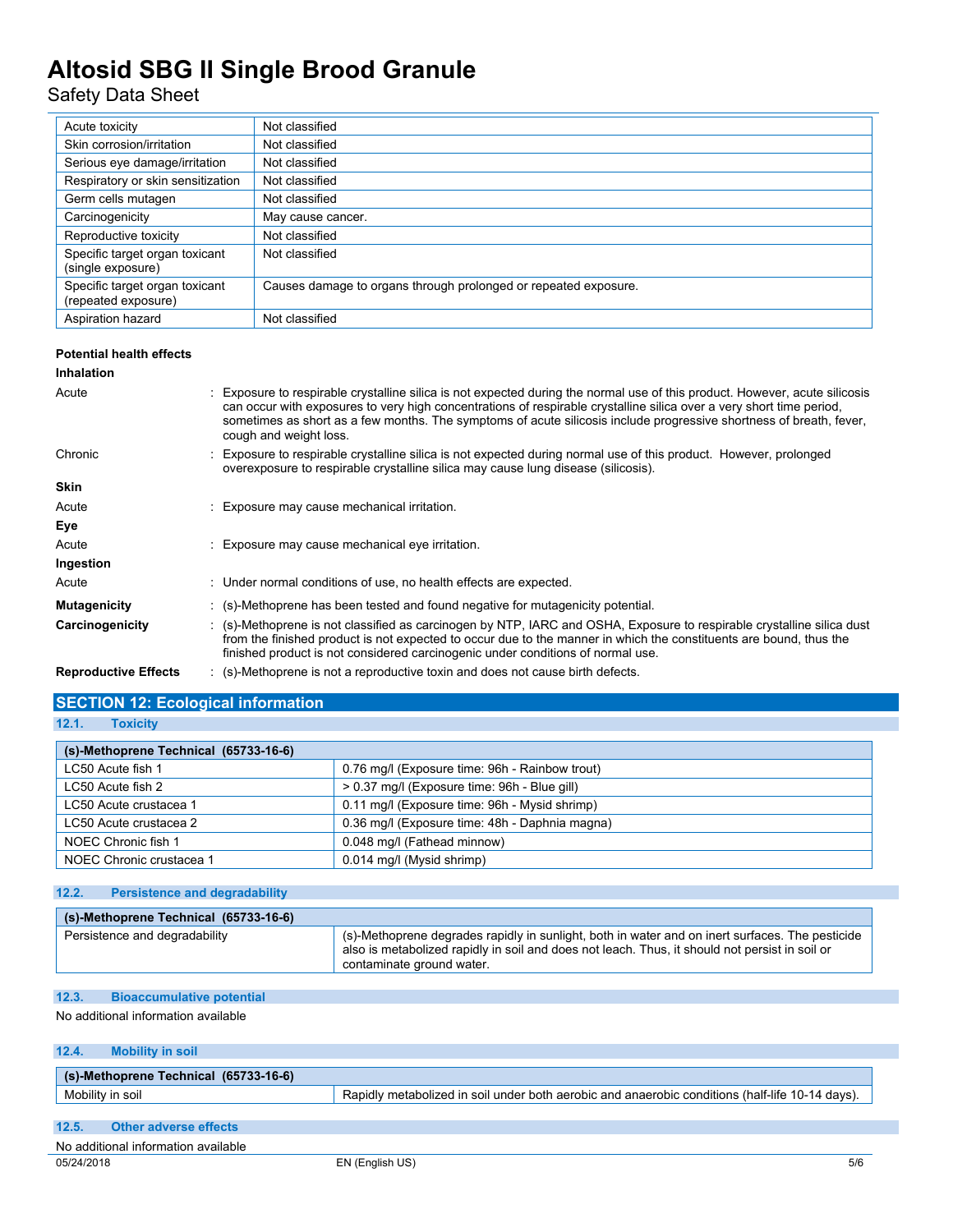| | |
|---|---|
| Acute toxicity | Not classified |
| Skin corrosion/irritation | Not classified |
| Serious eye damage/irritation | Not classified |
| Respiratory or skin sensitization | Not classified |
| Germ cells mutagen | Not classified |
| Carcinogenicity | May cause cancer. |
| Reproductive toxicity | Not classified |
| Specific target organ toxicant (single exposure) | Not classified |
| Specific target organ toxicant (repeated exposure) | Causes damage to organs through prolonged or repeated exposure. |
| Aspiration hazard | Not classified |

**Potential health effects**

**Inhalation**

Acute : Exposure to respirable crystalline silica is not expected during the normal use of this product. However, acute silicosis can occur with exposures to very high concentrations of respirable crystalline silica over a very short time period, sometimes as short as a few months. The symptoms of acute silicosis include progressive shortness of breath, fever, cough and weight loss.

Chronic : Exposure to respirable crystalline silica is not expected during normal use of this product. However, prolonged overexposure to respirable crystalline silica may cause lung disease (silicosis).

**Skin**

Acute : Exposure may cause mechanical irritation.

**Eye**

Acute : Exposure may cause mechanical eye irritation.

**Ingestion**

Acute : Under normal conditions of use, no health effects are expected.

**Mutagenicity** : (s)-Methoprene has been tested and found negative for mutagenicity potential.

**Carcinogenicity** : (s)-Methoprene is not classified as carcinogen by NTP, IARC and OSHA, Exposure to respirable crystalline silica dust from the finished product is not expected to occur due to the manner in which the constituents are bound, thus the finished product is not considered carcinogenic under conditions of normal use.

**Reproductive Effects** : (s)-Methoprene is not a reproductive toxin and does not cause birth defects.

## SECTION 12: Ecological information

### 12.1. Toxicity

| (s)-Methoprene Technical (65733-16-6) | |
|---|---|
| LC50 Acute fish 1 | 0.76 mg/l (Exposure time: 96h - Rainbow trout) |
| LC50 Acute fish 2 | > 0.37 mg/l (Exposure time: 96h - Blue gill) |
| LC50 Acute crustacea 1 | 0.11 mg/l (Exposure time: 96h - Mysid shrimp) |
| LC50 Acute crustacea 2 | 0.36 mg/l (Exposure time: 48h - Daphnia magna) |
| NOEC Chronic fish 1 | 0.048 mg/l (Fathead minnow) |
| NOEC Chronic crustacea 1 | 0.014 mg/l (Mysid shrimp) |

### 12.2. Persistence and degradability

| (s)-Methoprene Technical (65733-16-6) | |
|---|---|
| Persistence and degradability | (s)-Methoprene degrades rapidly in sunlight, both in water and on inert surfaces. The pesticide also is metabolized rapidly in soil and does not leach. Thus, it should not persist in soil or contaminate ground water. |

### 12.3. Bioaccumulative potential

No additional information available

### 12.4. Mobility in soil

| (s)-Methoprene Technical (65733-16-6) | |
|---|---|
| Mobility in soil | Rapidly metabolized in soil under both aerobic and anaerobic conditions (half-life 10-14 days). |

### 12.5. Other adverse effects

No additional information available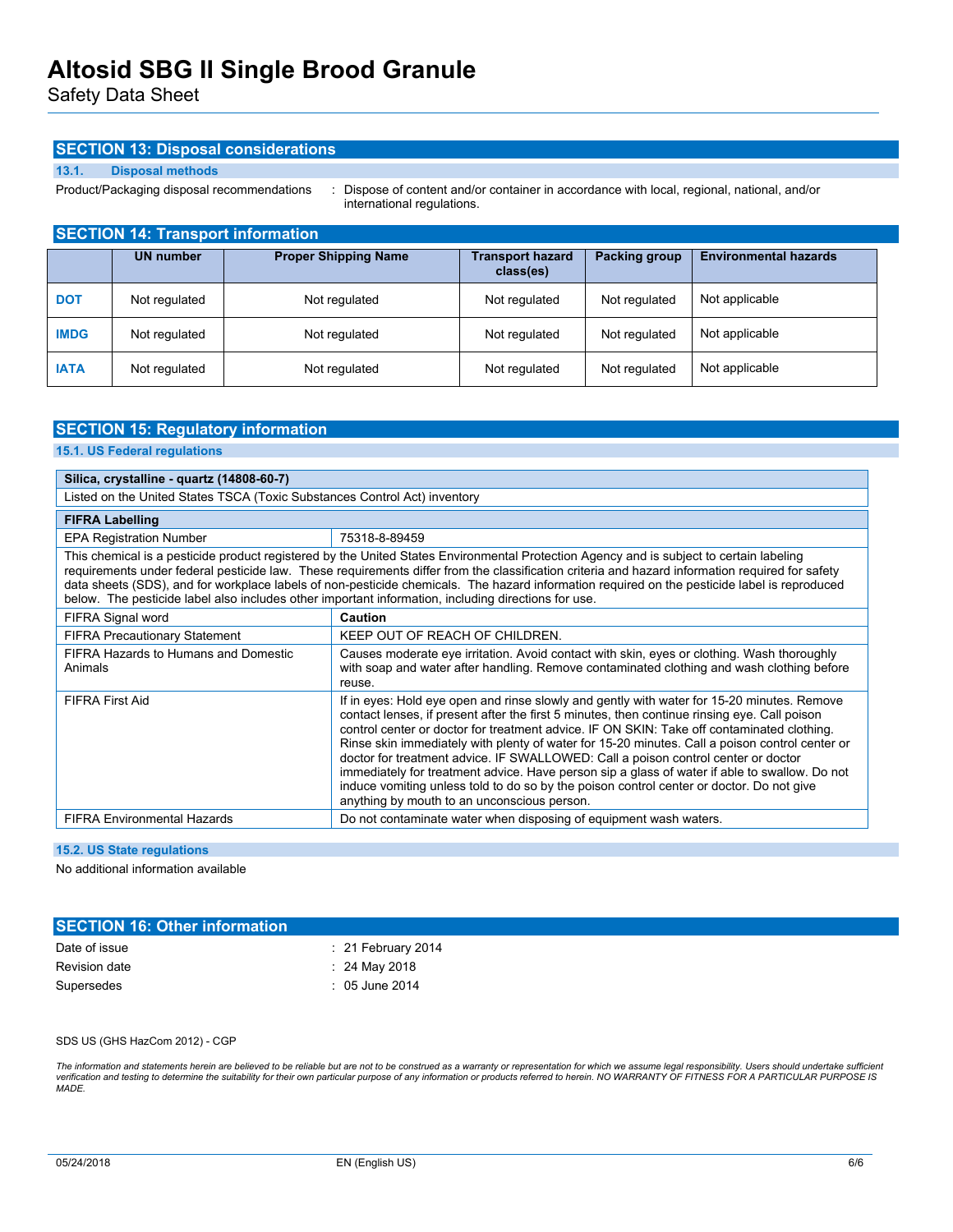## SECTION 13: Disposal considerations

### 13.1. Disposal methods

Product/Packaging disposal recommendations : Dispose of content and/or container in accordance with local, regional, national, and/or international regulations.

## SECTION 14: Transport information

| | UN number | Proper Shipping Name | Transport hazard class(es) | Packing group | Environmental hazards |
|---|---|---|---|---|---|
| **DOT** | Not regulated | Not regulated | Not regulated | Not regulated | Not applicable |
| **IMDG** | Not regulated | Not regulated | Not regulated | Not regulated | Not applicable |
| **IATA** | Not regulated | Not regulated | Not regulated | Not regulated | Not applicable |

## SECTION 15: Regulatory information

### 15.1. US Federal regulations

| **Silica, crystalline - quartz (14808-60-7)** | |
|---|---|
| Listed on the United States TSCA (Toxic Substances Control Act) inventory | |

| **FIFRA Labelling** | |
|---|---|
| EPA Registration Number | 75318-8-89459 |
| This chemical is a pesticide product registered by the United States Environmental Protection Agency and is subject to certain labeling requirements under federal pesticide law. These requirements differ from the classification criteria and hazard information required for safety data sheets (SDS), and for workplace labels of non-pesticide chemicals. The hazard information required on the pesticide label is reproduced below. The pesticide label also includes other important information, including directions for use. | |
| FIFRA Signal word | **Caution** |
| FIFRA Precautionary Statement | KEEP OUT OF REACH OF CHILDREN. |
| FIFRA Hazards to Humans and Domestic Animals | Causes moderate eye irritation. Avoid contact with skin, eyes or clothing. Wash thoroughly with soap and water after handling. Remove contaminated clothing and wash clothing before reuse. |
| FIFRA First Aid | If in eyes: Hold eye open and rinse slowly and gently with water for 15-20 minutes. Remove contact lenses, if present after the first 5 minutes, then continue rinsing eye. Call poison control center or doctor for treatment advice. IF ON SKIN: Take off contaminated clothing. Rinse skin immediately with plenty of water for 15-20 minutes. Call a poison control center or doctor for treatment advice. IF SWALLOWED: Call a poison control center or doctor immediately for treatment advice. Have person sip a glass of water if able to swallow. Do not induce vomiting unless told to do so by the poison control center or doctor. Do not give anything by mouth to an unconscious person. |
| FIFRA Environmental Hazards | Do not contaminate water when disposing of equipment wash waters. |

### 15.2. US State regulations

No additional information available

## SECTION 16: Other information

Date of issue : 21 February 2014

Revision date : 24 May 2018

Supersedes : 05 June 2014

SDS US (GHS HazCom 2012) - CGP

*The information and statements herein are believed to be reliable but are not to be construed as a warranty or representation for which we assume legal responsibility. Users should undertake sufficient verification and testing to determine the suitability for their own particular purpose of any information or products referred to herein. NO WARRANTY OF FITNESS FOR A PARTICULAR PURPOSE IS MADE.*